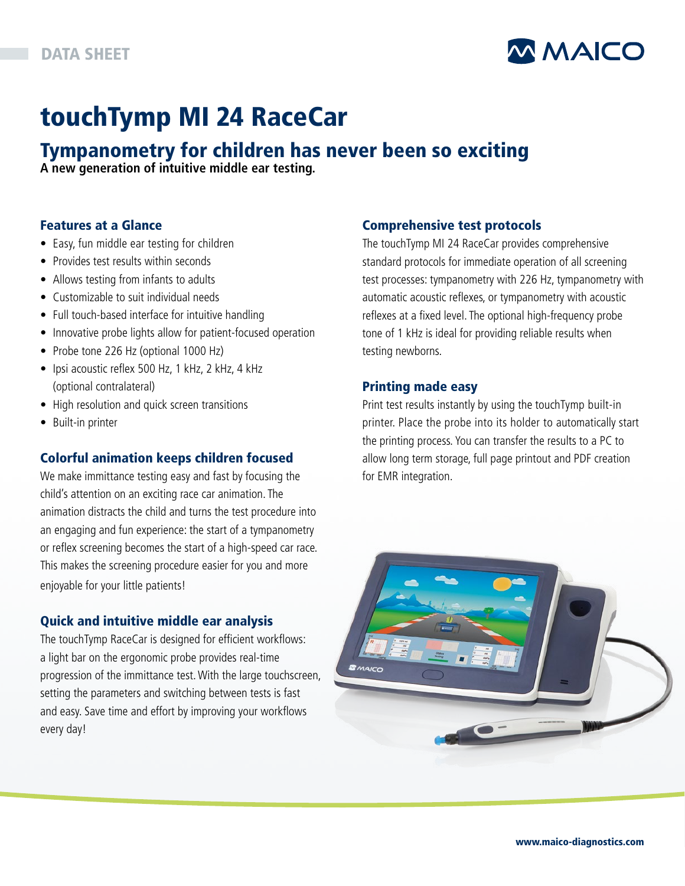DATA SHEET

# touchTymp MI 24 RaceCar

## Tympanometry for children has never been so exciting

**A new generation of intuitive middle ear testing.**

### Features at a Glance

- Easy, fun middle ear testing for children
- Provides test results within seconds
- Allows testing from infants to adults
- Customizable to suit individual needs
- Full touch-based interface for intuitive handling
- Innovative probe lights allow for patient-focused operation
- Probe tone 226 Hz (optional 1000 Hz)
- Ipsi acoustic reflex 500 Hz, 1 kHz, 2 kHz, 4 kHz (optional contralateral)
- High resolution and quick screen transitions
- Built-in printer

### Colorful animation keeps children focused

We make immittance testing easy and fast by focusing the child's attention on an exciting race car animation. The animation distracts the child and turns the test procedure into an engaging and fun experience: the start of a tympanometry or reflex screening becomes the start of a high-speed car race. This makes the screening procedure easier for you and more enjoyable for your little patients!

### Quick and intuitive middle ear analysis

The touchTymp RaceCar is designed for efficient workflows: a light bar on the ergonomic probe provides real-time progression of the immittance test. With the large touchscreen, setting the parameters and switching between tests is fast and easy. Save time and effort by improving your workflows every day!

### Comprehensive test protocols

The touchTymp MI 24 RaceCar provides comprehensive standard protocols for immediate operation of all screening test processes: tympanometry with 226 Hz, tympanometry with automatic acoustic reflexes, or tympanometry with acoustic reflexes at a fixed level. The optional high-frequency probe tone of 1 kHz is ideal for providing reliable results when testing newborns.

### Printing made easy

Print test results instantly by using the touchTymp built-in printer. Place the probe into its holder to automatically start the printing process. You can transfer the results to a PC to allow long term storage, full page printout and PDF creation for EMR integration.

www.maico-diagnostics.com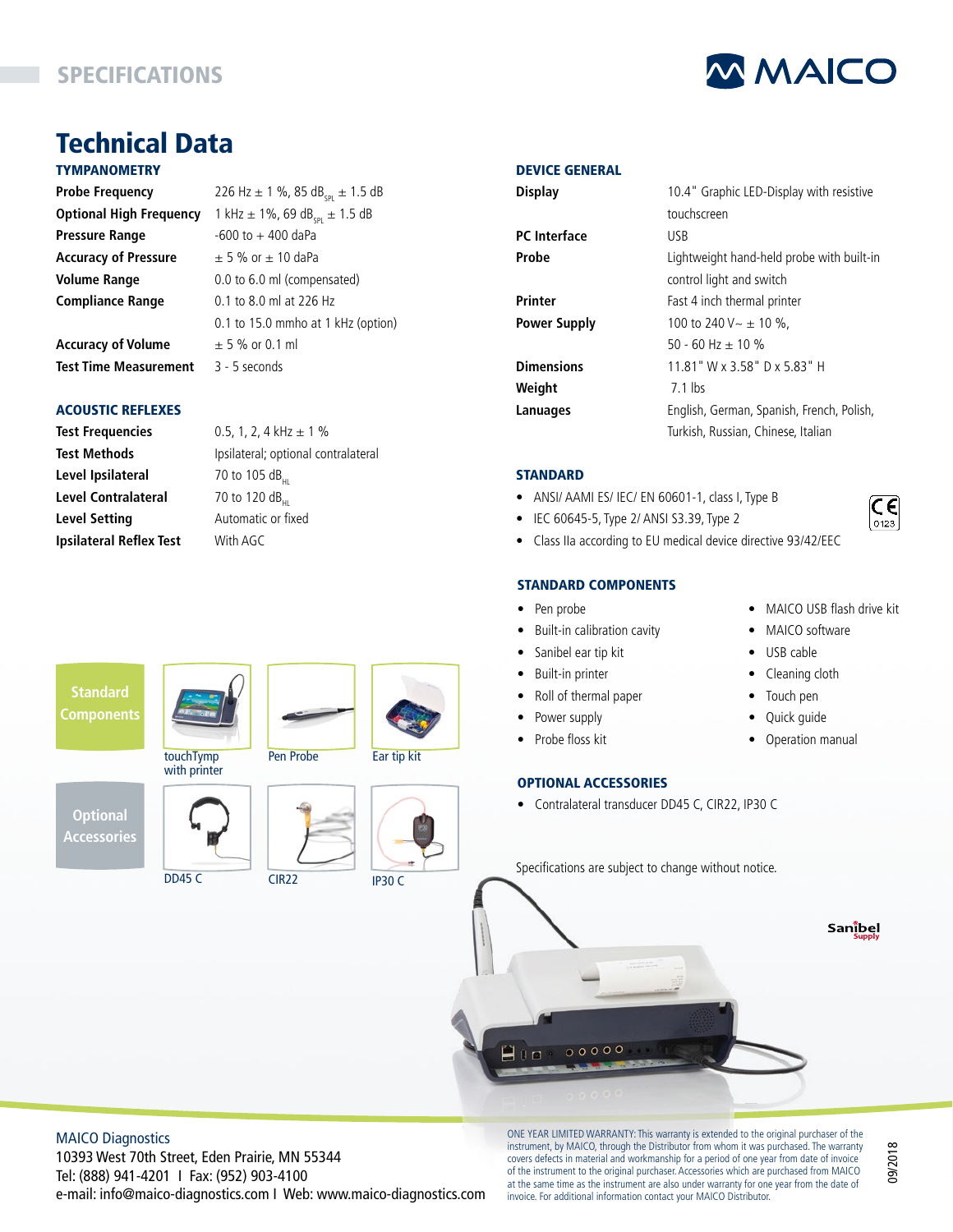# SPECIFICATIONS

MAICO

## Technical Data

### TYMPANOMETRY

| | |
|---|---|
| **Probe Frequency** | 226 Hz ± 1 %, 85 $dB_{SPL}$ ± 1.5 dB |
| **Optional High Frequency** | 1 kHz ± 1%, 69 $dB_{SPL}$ ± 1.5 dB |
| **Pressure Range** | -600 to + 400 daPa |
| **Accuracy of Pressure** | ± 5 % or ± 10 daPa |
| **Volume Range** | 0.0 to 6.0 ml (compensated) |
| **Compliance Range** | 0.1 to 8.0 ml at 226 Hz<br>0.1 to 15.0 mmho at 1 kHz (option) |
| **Accuracy of Volume** | ± 5 % or 0.1 ml |
| **Test Time Measurement** | 3 - 5 seconds |

### ACOUSTIC REFLEXES

| | |
|---|---|
| **Test Frequencies** | 0.5, 1, 2, 4 kHz ± 1 % |
| **Test Methods** | Ipsilateral; optional contralateral |
| **Level Ipsilateral** | 70 to 105 $dB_{HL}$ |
| **Level Contralateral** | 70 to 120 $dB_{HL}$ |
| **Level Setting** | Automatic or fixed |
| **Ipsilateral Reflex Test** | With AGC |

**Standard Components**

touchTymp with printer

Pen Probe

Ear tip kit

**Optional Accessories**

DD45 C

CIR22

IP30 C

### DEVICE GENERAL

| | |
|---|---|
| **Display** | 10.4" Graphic LED-Display with resistive touchscreen |
| **PC Interface** | USB |
| **Probe** | Lightweight hand-held probe with built-in control light and switch |
| **Printer** | Fast 4 inch thermal printer |
| **Power Supply** | 100 to 240 V~ ± 10 %,<br>50 - 60 Hz ± 10 % |
| **Dimensions** | 11.81" W x 3.58" D x 5.83" H |
| **Weight** | 7.1 lbs |
| **Lanuages** | English, German, Spanish, French, Polish, Turkish, Russian, Chinese, Italian |

### STANDARD

- ANSI/ AAMI ES/ IEC/ EN 60601-1, class I, Type B
- IEC 60645-5, Type 2/ ANSI S3.39, Type 2
- Class IIa according to EU medical device directive 93/42/EEC

CE 0123

### STANDARD COMPONENTS

- Pen probe
- Built-in calibration cavity
- Sanibel ear tip kit
- Built-in printer
- Roll of thermal paper
- Power supply
- Probe floss kit
- MAICO USB flash drive kit
- MAICO software
- USB cable
- Cleaning cloth
- Touch pen
- Quick guide
- Operation manual

### OPTIONAL ACCESSORIES

- Contralateral transducer DD45 C, CIR22, IP30 C

Specifications are subject to change without notice.

Sanibel Supply

MAICO Diagnostics
10393 West 70th Street, Eden Prairie, MN 55344
Tel: (888) 941-4201 I Fax: (952) 903-4100
e-mail: info@maico-diagnostics.com I Web: www.maico-diagnostics.com

ONE YEAR LIMITED WARRANTY: This warranty is extended to the original purchaser of the instrument, by MAICO, through the Distributor from whom it was purchased. The warranty covers defects in material and workmanship for a period of one year from date of invoice of the instrument to the original purchaser. Accessories which are purchased from MAICO at the same time as the instrument are also under warranty for one year from the date of invoice. For additional information contact your MAICO Distributor.

09/2018